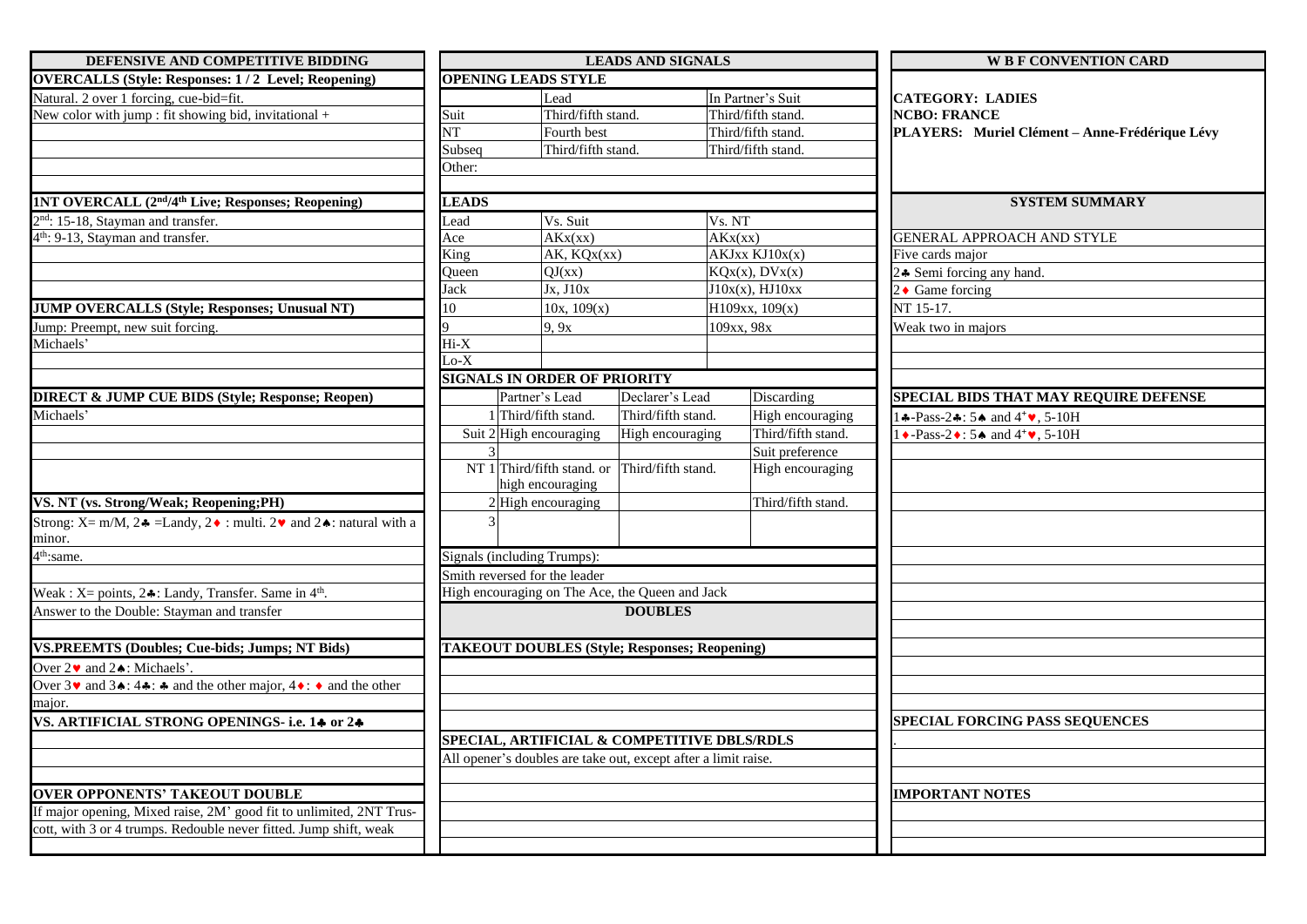## DEFENSIVE AND COMPETITIVE BIDDING

### OVERCALLS (Style: Responses: 1 / 2 Level; Reopening)

Natural. 2 over 1 forcing, cue-bid=fit.

New color with jump : fit showing bid, invitational +

### 1NT OVERCALL (2nd/4th Live; Responses; Reopening)

2nd: 15-18, Stayman and transfer.

4th: 9-13, Stayman and transfer.

### JUMP OVERCALLS (Style; Responses; Unusual NT)

Jump: Preempt, new suit forcing.

Michaels'

### DIRECT & JUMP CUE BIDS (Style; Response; Reopen)

Michaels'

### VS. NT (vs. Strong/Weak; Reopening;PH)

Strong: X= m/M, 2♣ =Landy, 2♦ : multi. 2♥ and 2♠: natural with a minor.

4th:same.

Weak : X= points, 2♣: Landy, Transfer. Same in 4th.

Answer to the Double: Stayman and transfer

### VS.PREEMTS (Doubles; Cue-bids; Jumps; NT Bids)

Over 2♥ and 2♠: Michaels'.

Over 3♥ and 3♠: 4♣: ♣ and the other major, 4♦: ♦ and the other major.

### VS. ARTIFICIAL STRONG OPENINGS- i.e. 1♣ or 2♣

### OVER OPPONENTS' TAKEOUT DOUBLE

If major opening, Mixed raise, 2M' good fit to unlimited, 2NT Truscott, with 3 or 4 trumps. Redouble never fitted. Jump shift, weak

## LEADS AND SIGNALS

### OPENING LEADS STYLE

| | Lead | In Partner's Suit |
|---|---|---|
| Suit | Third/fifth stand. | Third/fifth stand. |
| NT | Fourth best | Third/fifth stand. |
| Subseq | Third/fifth stand. | Third/fifth stand. |
| Other: | | |

### LEADS

| Lead | Vs. Suit | Vs. NT |
|---|---|---|
| Ace | AKx(xx) | AKx(xx) |
| King | AK, KQx(xx) | AKJxx KJ10x(x) |
| Queen | QJ(xx) | KQx(x), DVx(x) |
| Jack | Jx, J10x | J10x(x), HJ10xx |
| 10 | 10x, 109(x) | H109xx, 109(x) |
| 9 | 9, 9x | 109xx, 98x |
| Hi-X | | |
| Lo-X | | |

### SIGNALS IN ORDER OF PRIORITY

| | | Partner's Lead | Declarer's Lead | Discarding |
|---|---|---|---|---|
| Suit | 1 | Third/fifth stand. | Third/fifth stand. | High encouraging |
| | 2 | High encouraging | High encouraging | Third/fifth stand. |
| | 3 | | | Suit preference |
| NT | 1 | Third/fifth stand. or high encouraging | Third/fifth stand. | High encouraging |
| | 2 | High encouraging | | Third/fifth stand. |
| | 3 | | | |

Signals (including Trumps):

Smith reversed for the leader

High encouraging on The Ace, the Queen and Jack

## DOUBLES

### TAKEOUT DOUBLES (Style; Responses; Reopening)

### SPECIAL, ARTIFICIAL & COMPETITIVE DBLS/RDLS

All opener's doubles are take out, except after a limit raise.

## W B F CONVENTION CARD

**CATEGORY: LADIES**

**NCBO: FRANCE**

**PLAYERS: Muriel Clément – Anne-Frédérique Lévy**

## SYSTEM SUMMARY

### GENERAL APPROACH AND STYLE

Five cards major

2♣ Semi forcing any hand.

2♦ Game forcing

NT 15-17.

Weak two in majors

### SPECIAL BIDS THAT MAY REQUIRE DEFENSE

1♣-Pass-2♣: 5♠ and 4+♥, 5-10H

1♦-Pass-2♦: 5♠ and 4+♥, 5-10H

### SPECIAL FORCING PASS SEQUENCES

.

### IMPORTANT NOTES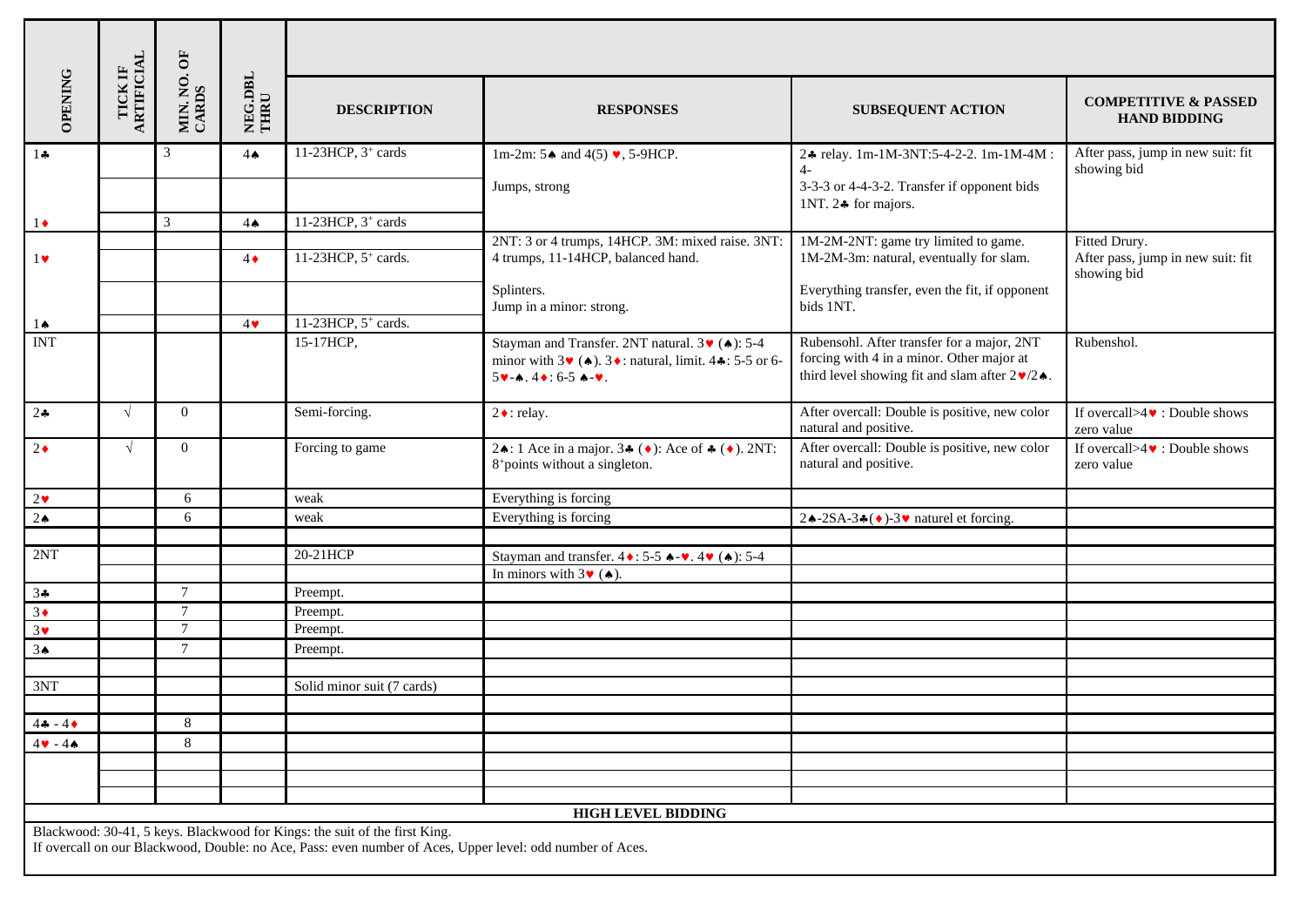| OPENING | TICK IF ARTIFICIAL | MIN. NO. OF CARDS | NEG.DBL THRU | DESCRIPTION | RESPONSES | SUBSEQUENT ACTION | COMPETITIVE & PASSED HAND BIDDING |
|---|---|---|---|---|---|---|---|
| 1♣ | | 3 | 4♠ | 11-23HCP, 3+ cards | 1m-2m: 5♠ and 4(5) ♥, 5-9HCP. | 2♣ relay. 1m-1M-3NT:5-4-2-2. 1m-1M-4M : 4- | After pass, jump in new suit: fit showing bid |
| | | | | | Jumps, strong | 3-3-3 or 4-4-3-2. Transfer if opponent bids 1NT. 2♣ for majors. | |
| 1♦ | | 3 | 4♠ | 11-23HCP, 3+ cards | | | |
| | | | | | 2NT: 3 or 4 trumps, 14HCP. 3M: mixed raise. 3NT: | 1M-2M-2NT: game try limited to game. | Fitted Drury. |
| 1♥ | | | 4♦ | 11-23HCP, 5+ cards. | 4 trumps, 11-14HCP, balanced hand. | 1M-2M-3m: natural, eventually for slam. | After pass, jump in new suit: fit showing bid |
| | | | | | Splinters. Jump in a minor: strong. | Everything transfer, even the fit, if opponent bids 1NT. | |
| 1♠ | | | 4♥ | 11-23HCP, 5+ cards. | | | |
| INT | | | | 15-17HCP, | Stayman and Transfer. 2NT natural. 3♥ (♠): 5-4 minor with 3♥ (♠). 3♦: natural, limit. 4♣: 5-5 or 6-5♥-♠. 4♦: 6-5 ♠-♥. | Rubensohl. After transfer for a major, 2NT forcing with 4 in a minor. Other major at third level showing fit and slam after 2♥/2♠. | Rubenshol. |
| 2♣ | √ | 0 | | Semi-forcing. | 2♦: relay. | After overcall: Double is positive, new color natural and positive. | If overcall>4♥ : Double shows zero value |
| 2♦ | √ | 0 | | Forcing to game | 2♠: 1 Ace in a major. 3♣ (♦): Ace of ♣ (♦). 2NT: 8+points without a singleton. | After overcall: Double is positive, new color natural and positive. | If overcall>4♥ : Double shows zero value |
| 2♥ | | 6 | | weak | Everything is forcing | | |
| 2♠ | | 6 | | weak | Everything is forcing | 2♠-2SA-3♣(♦)-3♥ naturel et forcing. | |
| | | | | | | | |
| 2NT | | | | 20-21HCP | Stayman and transfer. 4♦: 5-5 ♠-♥. 4♥ (♠): 5-4 | | |
| | | | | | In minors with 3♥ (♠). | | |
| 3♣ | | 7 | | Preempt. | | | |
| 3♦ | | 7 | | Preempt. | | | |
| 3♥ | | 7 | | Preempt. | | | |
| 3♠ | | 7 | | Preempt. | | | |
| | | | | | | | |
| 3NT | | | | Solid minor suit (7 cards) | | | |
| | | | | | | | |
| 4♣ - 4♦ | | 8 | | | | | |
| 4♥ - 4♠ | | 8 | | | | | |
| | | | | | | | |
| | | | | | | | |
| | | | | | | | |

**HIGH LEVEL BIDDING**

Blackwood: 30-41, 5 keys. Blackwood for Kings: the suit of the first King.
If overcall on our Blackwood, Double: no Ace, Pass: even number of Aces, Upper level: odd number of Aces.